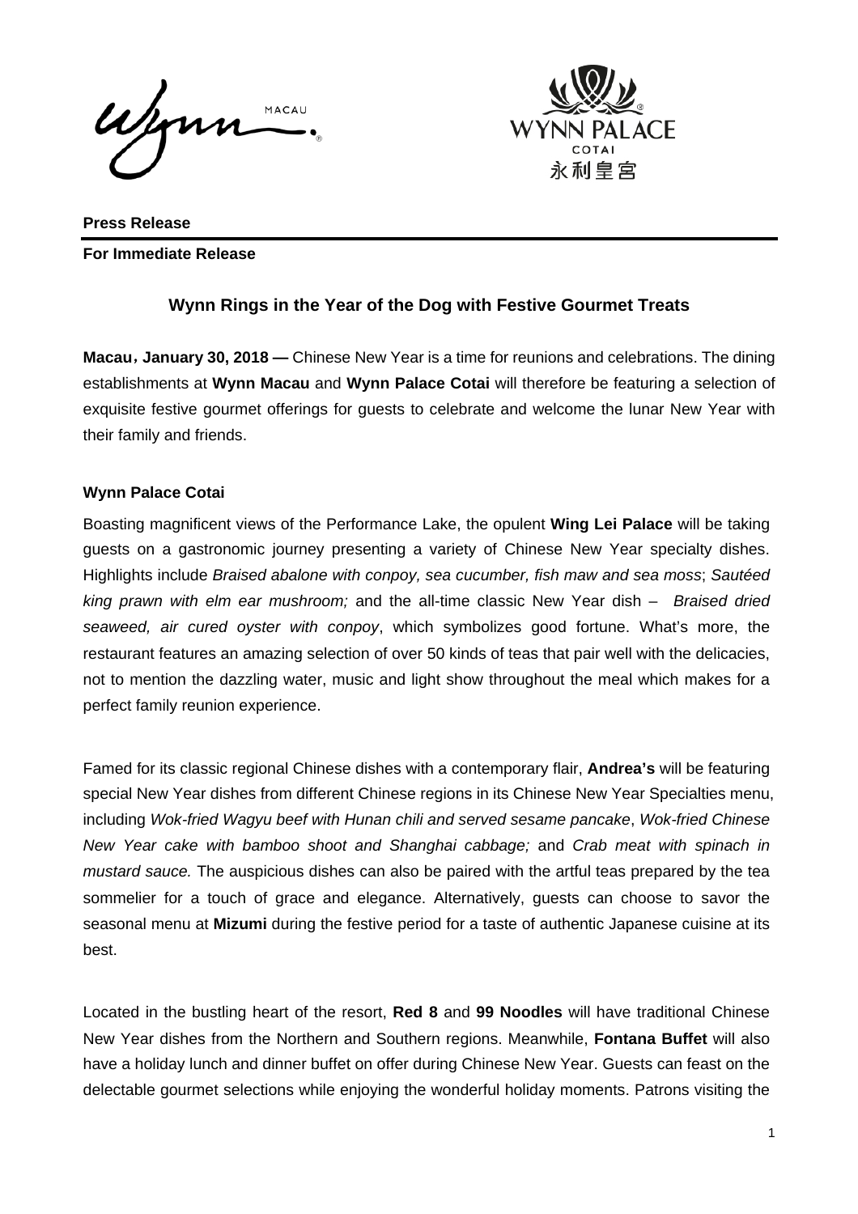**Press Release**

**For Immediate Release**

## Wynn Rings in the Year of the Dog with Festive Gourmet Treats

**Macau，January 30, 2018 —** Chinese New Year is a time for reunions and celebrations. The dining establishments at **Wynn Macau** and **Wynn Palace Cotai** will therefore be featuring a selection of exquisite festive gourmet offerings for guests to celebrate and welcome the lunar New Year with their family and friends.

**Wynn Palace Cotai**

Boasting magnificent views of the Performance Lake, the opulent **Wing Lei Palace** will be taking guests on a gastronomic journey presenting a variety of Chinese New Year specialty dishes. Highlights include *Braised abalone with conpoy, sea cucumber, fish maw and sea moss*; *Sautéed king prawn with elm ear mushroom;* and the all-time classic New Year dish – *Braised dried seaweed, air cured oyster with conpoy*, which symbolizes good fortune. What's more, the restaurant features an amazing selection of over 50 kinds of teas that pair well with the delicacies, not to mention the dazzling water, music and light show throughout the meal which makes for a perfect family reunion experience.

Famed for its classic regional Chinese dishes with a contemporary flair, **Andrea's** will be featuring special New Year dishes from different Chinese regions in its Chinese New Year Specialties menu, including *Wok-fried Wagyu beef with Hunan chili and served sesame pancake*, *Wok-fried Chinese New Year cake with bamboo shoot and Shanghai cabbage;* and *Crab meat with spinach in mustard sauce.* The auspicious dishes can also be paired with the artful teas prepared by the tea sommelier for a touch of grace and elegance. Alternatively, guests can choose to savor the seasonal menu at **Mizumi** during the festive period for a taste of authentic Japanese cuisine at its best.

Located in the bustling heart of the resort, **Red 8** and **99 Noodles** will have traditional Chinese New Year dishes from the Northern and Southern regions. Meanwhile, **Fontana Buffet** will also have a holiday lunch and dinner buffet on offer during Chinese New Year. Guests can feast on the delectable gourmet selections while enjoying the wonderful holiday moments. Patrons visiting the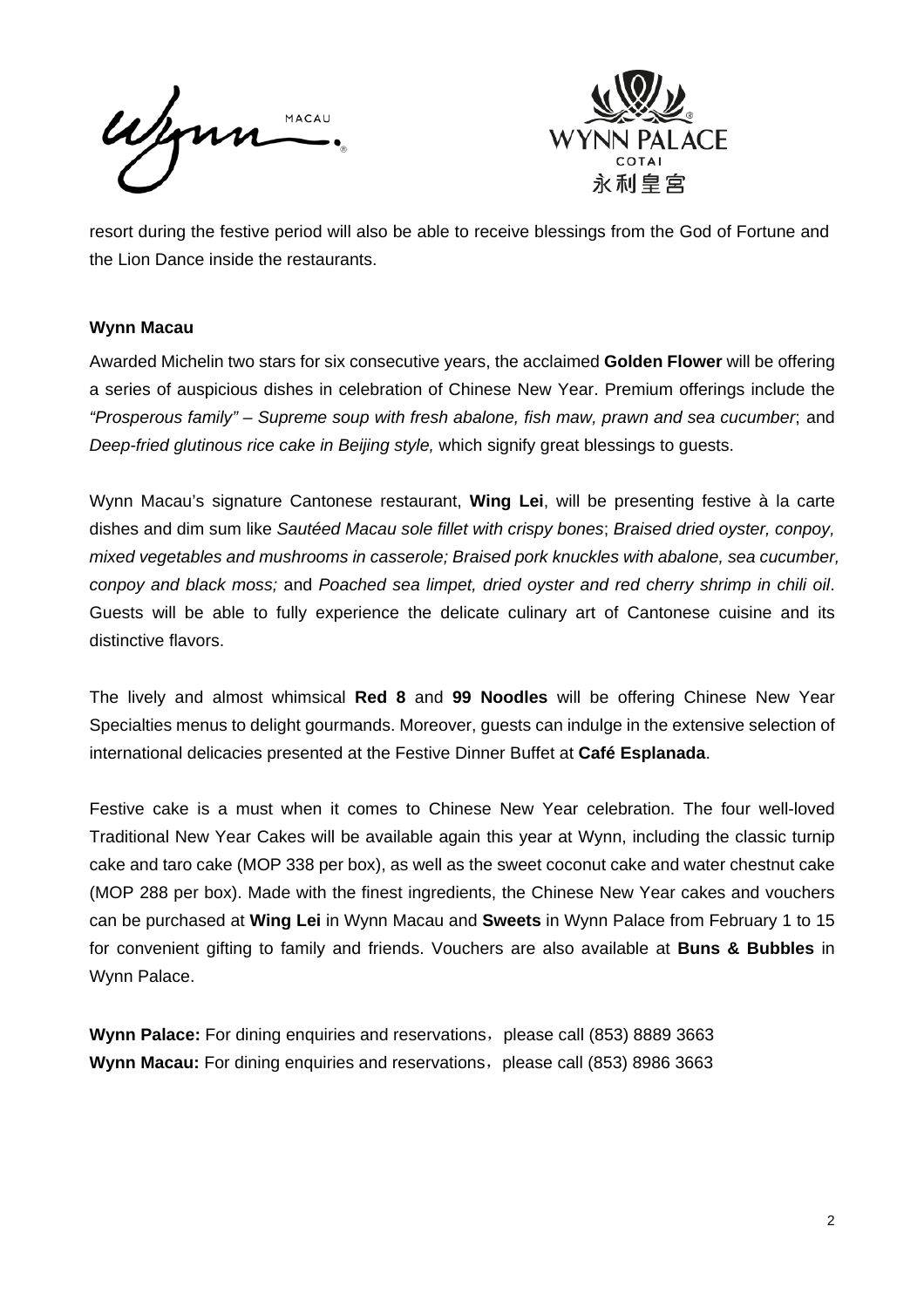resort during the festive period will also be able to receive blessings from the God of Fortune and the Lion Dance inside the restaurants.

**Wynn Macau**

Awarded Michelin two stars for six consecutive years, the acclaimed **Golden Flower** will be offering a series of auspicious dishes in celebration of Chinese New Year. Premium offerings include the *"Prosperous family" – Supreme soup with fresh abalone, fish maw, prawn and sea cucumber*; and *Deep-fried glutinous rice cake in Beijing style,* which signify great blessings to guests.

Wynn Macau's signature Cantonese restaurant, **Wing Lei**, will be presenting festive à la carte dishes and dim sum like *Sautéed Macau sole fillet with crispy bones*; *Braised dried oyster, conpoy, mixed vegetables and mushrooms in casserole; Braised pork knuckles with abalone, sea cucumber, conpoy and black moss;* and *Poached sea limpet, dried oyster and red cherry shrimp in chili oil*. Guests will be able to fully experience the delicate culinary art of Cantonese cuisine and its distinctive flavors.

The lively and almost whimsical **Red 8** and **99 Noodles** will be offering Chinese New Year Specialties menus to delight gourmands. Moreover, guests can indulge in the extensive selection of international delicacies presented at the Festive Dinner Buffet at **Café Esplanada**.

Festive cake is a must when it comes to Chinese New Year celebration. The four well-loved Traditional New Year Cakes will be available again this year at Wynn, including the classic turnip cake and taro cake (MOP 338 per box), as well as the sweet coconut cake and water chestnut cake (MOP 288 per box). Made with the finest ingredients, the Chinese New Year cakes and vouchers can be purchased at **Wing Lei** in Wynn Macau and **Sweets** in Wynn Palace from February 1 to 15 for convenient gifting to family and friends. Vouchers are also available at **Buns & Bubbles** in Wynn Palace.

**Wynn Palace:** For dining enquiries and reservations，please call (853) 8889 3663
**Wynn Macau:** For dining enquiries and reservations，please call (853) 8986 3663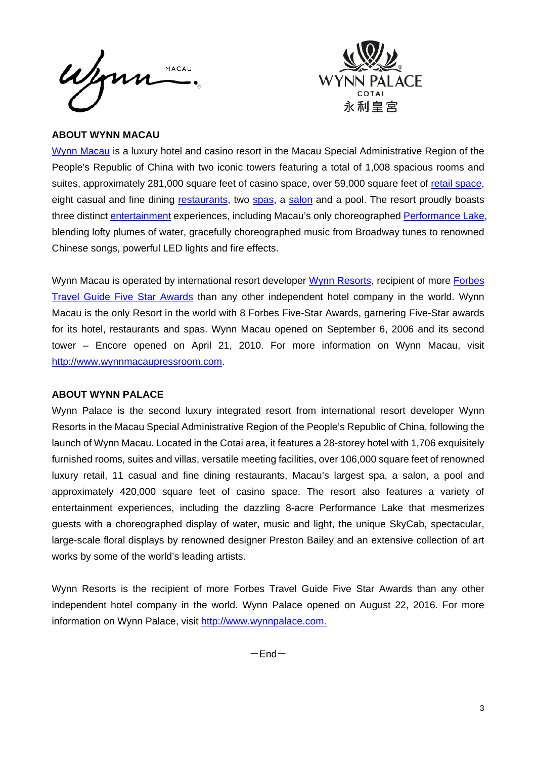**ABOUT WYNN MACAU**

Wynn Macau is a luxury hotel and casino resort in the Macau Special Administrative Region of the People's Republic of China with two iconic towers featuring a total of 1,008 spacious rooms and suites, approximately 281,000 square feet of casino space, over 59,000 square feet of retail space, eight casual and fine dining restaurants, two spas, a salon and a pool. The resort proudly boasts three distinct entertainment experiences, including Macau's only choreographed Performance Lake, blending lofty plumes of water, gracefully choreographed music from Broadway tunes to renowned Chinese songs, powerful LED lights and fire effects.

Wynn Macau is operated by international resort developer Wynn Resorts, recipient of more Forbes Travel Guide Five Star Awards than any other independent hotel company in the world. Wynn Macau is the only Resort in the world with 8 Forbes Five-Star Awards, garnering Five-Star awards for its hotel, restaurants and spas. Wynn Macau opened on September 6, 2006 and its second tower – Encore opened on April 21, 2010. For more information on Wynn Macau, visit http://www.wynnmacaupressroom.com.

**ABOUT WYNN PALACE**

Wynn Palace is the second luxury integrated resort from international resort developer Wynn Resorts in the Macau Special Administrative Region of the People's Republic of China, following the launch of Wynn Macau. Located in the Cotai area, it features a 28-storey hotel with 1,706 exquisitely furnished rooms, suites and villas, versatile meeting facilities, over 106,000 square feet of renowned luxury retail, 11 casual and fine dining restaurants, Macau's largest spa, a salon, a pool and approximately 420,000 square feet of casino space. The resort also features a variety of entertainment experiences, including the dazzling 8-acre Performance Lake that mesmerizes guests with a choreographed display of water, music and light, the unique SkyCab, spectacular, large-scale floral displays by renowned designer Preston Bailey and an extensive collection of art works by some of the world's leading artists.

Wynn Resorts is the recipient of more Forbes Travel Guide Five Star Awards than any other independent hotel company in the world. Wynn Palace opened on August 22, 2016. For more information on Wynn Palace, visit http://www.wynnpalace.com.

－End－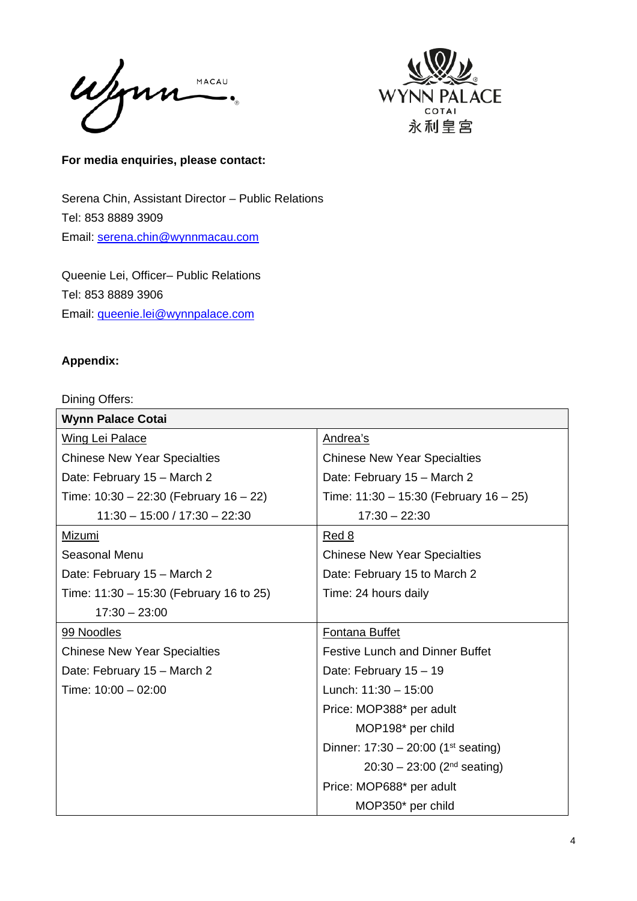**For media enquiries, please contact:**

Serena Chin, Assistant Director – Public Relations
Tel: 853 8889 3909
Email: serena.chin@wynnmacau.com

Queenie Lei, Officer– Public Relations
Tel: 853 8889 3906
Email: queenie.lei@wynnpalace.com

**Appendix:**

Dining Offers:

| **Wynn Palace Cotai** | |
|---|---|
| Wing Lei Palace<br>Chinese New Year Specialties<br>Date: February 15 – March 2<br>Time: 10:30 – 22:30 (February 16 – 22)<br>11:30 – 15:00 / 17:30 – 22:30 | Andrea's<br>Chinese New Year Specialties<br>Date: February 15 – March 2<br>Time: 11:30 – 15:30 (February 16 – 25)<br>17:30 – 22:30 |
| Mizumi<br>Seasonal Menu<br>Date: February 15 – March 2<br>Time: 11:30 – 15:30 (February 16 to 25)<br>17:30 – 23:00 | Red 8<br>Chinese New Year Specialties<br>Date: February 15 to March 2<br>Time: 24 hours daily |
| 99 Noodles<br>Chinese New Year Specialties<br>Date: February 15 – March 2<br>Time: 10:00 – 02:00 | Fontana Buffet<br>Festive Lunch and Dinner Buffet<br>Date: February 15 – 19<br>Lunch: 11:30 – 15:00<br>Price: MOP388* per adult<br>MOP198* per child<br>Dinner: 17:30 – 20:00 (1st seating)<br>20:30 – 23:00 (2nd seating)<br>Price: MOP688* per adult<br>MOP350* per child |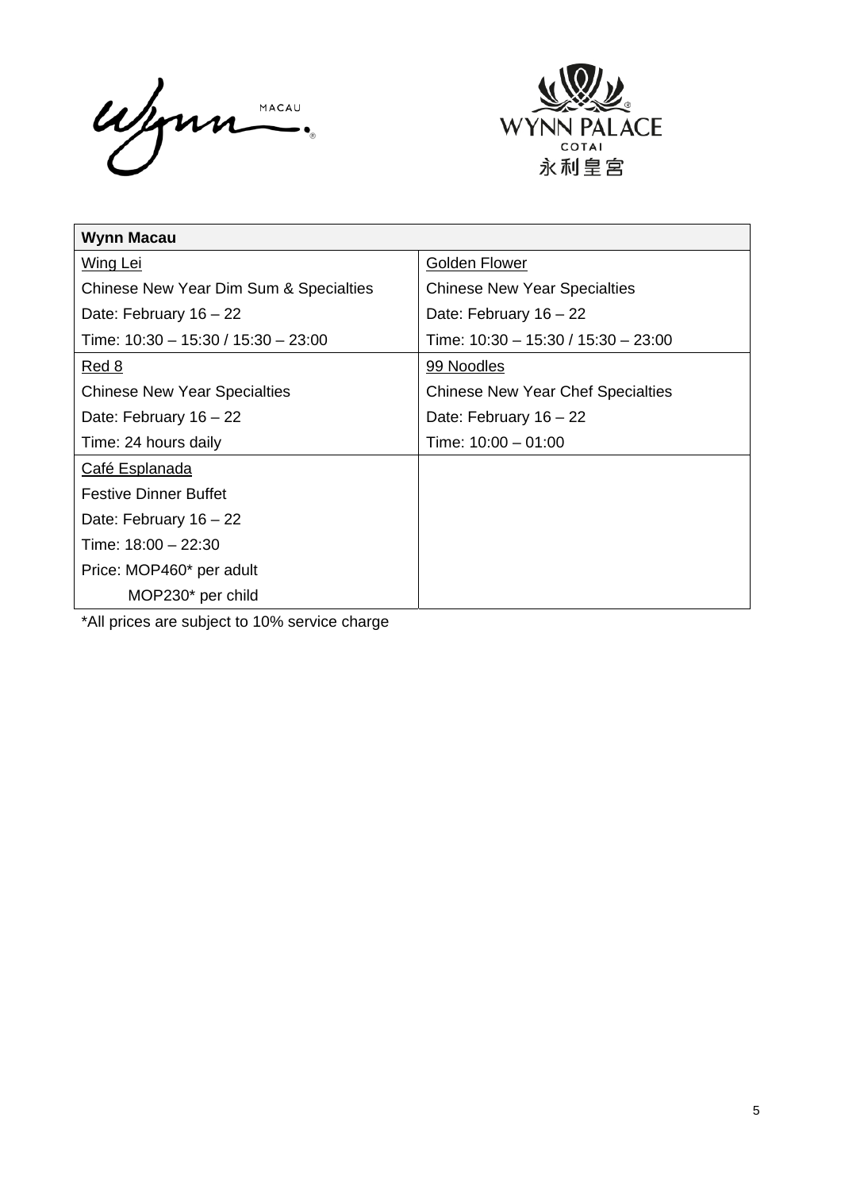| Wynn Macau | |
|---|---|
| Wing Lei<br>Chinese New Year Dim Sum & Specialties<br>Date: February 16 – 22<br>Time: 10:30 – 15:30 / 15:30 – 23:00 | Golden Flower<br>Chinese New Year Specialties<br>Date: February 16 – 22<br>Time: 10:30 – 15:30 / 15:30 – 23:00 |
| Red 8<br>Chinese New Year Specialties<br>Date: February 16 – 22<br>Time: 24 hours daily | 99 Noodles<br>Chinese New Year Chef Specialties<br>Date: February 16 – 22<br>Time: 10:00 – 01:00 |
| Café Esplanada<br>Festive Dinner Buffet<br>Date: February 16 – 22<br>Time: 18:00 – 22:30<br>Price: MOP460* per adult<br>MOP230* per child | |

*All prices are subject to 10% service charge